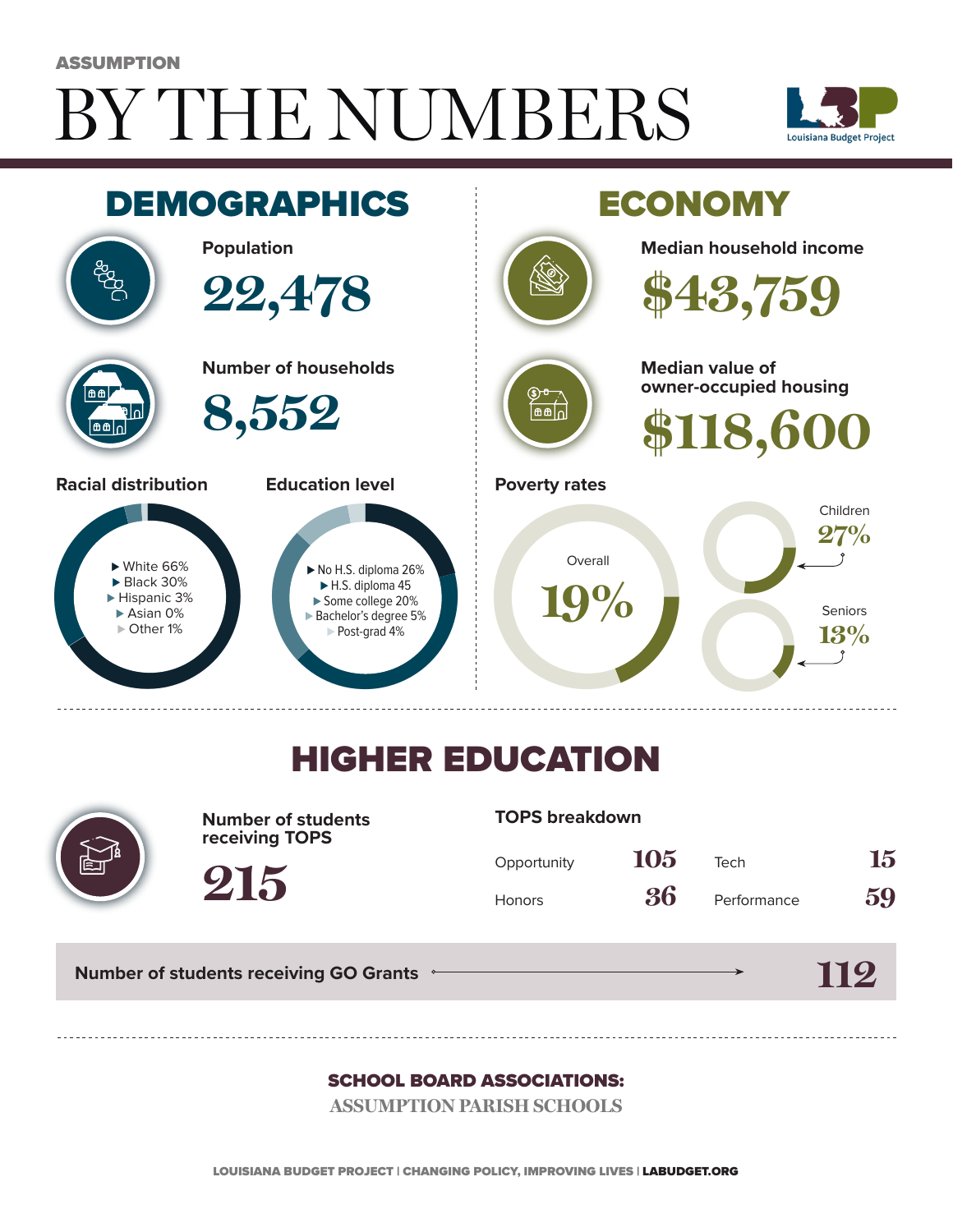ASSUMPTION

# BY THE NUMBERS

Louisiana Budget Project

## DEMOGRAPHICS

**Population**

22,478

**Number of households**

8,552

**Racial distribution**

- White 66%
- Black 30%
- Hispanic 3%
- Asian 0%
- Other 1%

**Education level**

- No H.S. diploma 26%
- H.S. diploma 45
- Some college 20%
- Bachelor's degree 5%
- Post-grad 4%

## ECONOMY

**Median household income**

$43,759

**Median value of owner-occupied housing**

$118,600

**Poverty rates**

Overall 19%

Children 27%

Seniors 13%

## HIGHER EDUCATION

**Number of students receiving TOPS**

215

**TOPS breakdown**

| | | | |
|---|---|---|---|
| Opportunity | 105 | Tech | 15 |
| Honors | 36 | Performance | 59 |

**Number of students receiving GO Grants** 112

**SCHOOL BOARD ASSOCIATIONS:**

ASSUMPTION PARISH SCHOOLS

LOUISIANA BUDGET PROJECT | CHANGING POLICY, IMPROVING LIVES | LABUDGET.ORG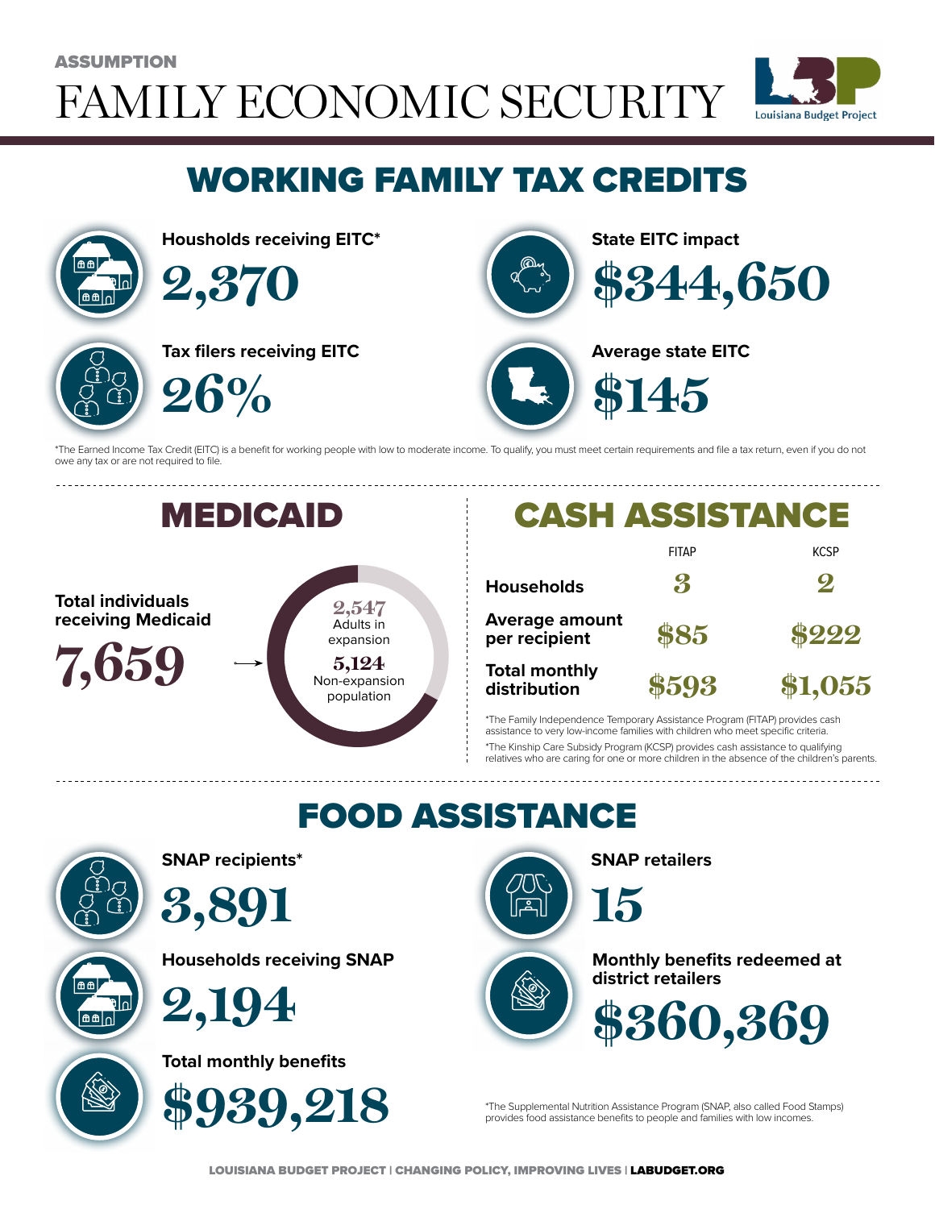ASSUMPTION

# FAMILY ECONOMIC SECURITY

## WORKING FAMILY TAX CREDITS

**Households receiving EITC***

**2,370**

**Tax filers receiving EITC**

**26%**

**State EITC impact**

**$344,650**

**Average state EITC**

**$145**

*The Earned Income Tax Credit (EITC) is a benefit for working people with low to moderate income. To qualify, you must meet certain requirements and file a tax return, even if you do not owe any tax or are not required to file.

## MEDICAID

**Total individuals receiving Medicaid**

**7,659**

2,547 Adults in expansion

5,124 Non-expansion population

## CASH ASSISTANCE

| | FITAP | KCSP |
|---|---|---|
| Households | 3 | 2 |
| Average amount per recipient | $85 | $222 |
| Total monthly distribution | $593 | $1,055 |

*The Family Independence Temporary Assistance Program (FITAP) provides cash assistance to very low-income families with children who meet specific criteria.

*The Kinship Care Subsidy Program (KCSP) provides cash assistance to qualifying relatives who are caring for one or more children in the absence of the children's parents.

## FOOD ASSISTANCE

**SNAP recipients***

**3,891**

**Households receiving SNAP**

**2,194**

**Total monthly benefits**

**$939,218**

**SNAP retailers**

**15**

**Monthly benefits redeemed at district retailers**

**$360,369**

*The Supplemental Nutrition Assistance Program (SNAP, also called Food Stamps) provides food assistance benefits to people and families with low incomes.

LOUISIANA BUDGET PROJECT | CHANGING POLICY, IMPROVING LIVES | **LABUDGET.ORG**